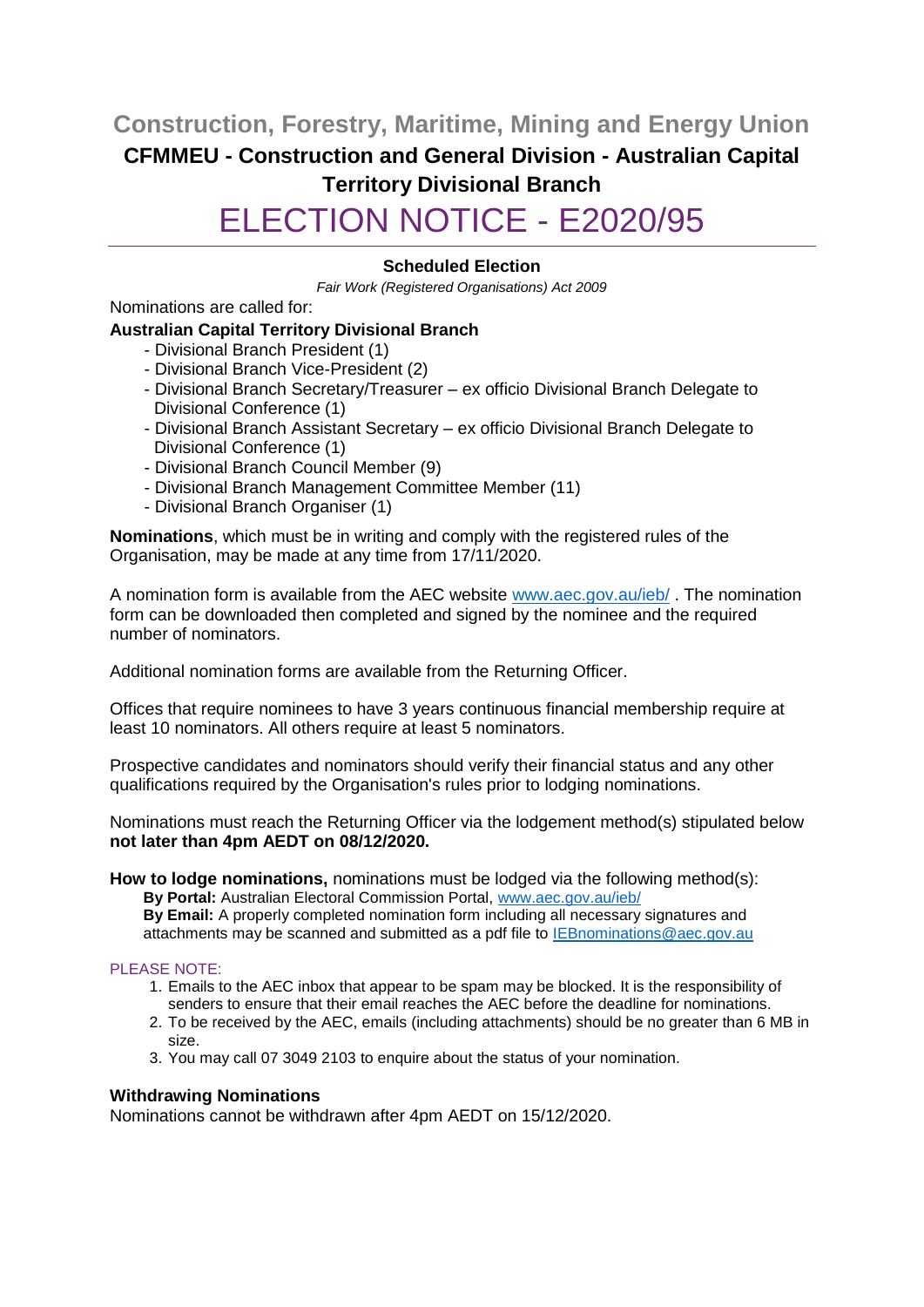## Construction, Forestry, Maritime, Mining and Energy Union

### CFMMEU - Construction and General Division - Australian Capital Territory Divisional Branch

# ELECTION NOTICE - E2020/95

**Scheduled Election**

*Fair Work (Registered Organisations) Act 2009*

Nominations are called for:

**Australian Capital Territory Divisional Branch**

- Divisional Branch President (1)
- Divisional Branch Vice-President (2)
- Divisional Branch Secretary/Treasurer – ex officio Divisional Branch Delegate to Divisional Conference (1)
- Divisional Branch Assistant Secretary – ex officio Divisional Branch Delegate to Divisional Conference (1)
- Divisional Branch Council Member (9)
- Divisional Branch Management Committee Member (11)
- Divisional Branch Organiser (1)

**Nominations**, which must be in writing and comply with the registered rules of the Organisation, may be made at any time from 17/11/2020.

A nomination form is available from the AEC website www.aec.gov.au/ieb/ . The nomination form can be downloaded then completed and signed by the nominee and the required number of nominators.

Additional nomination forms are available from the Returning Officer.

Offices that require nominees to have 3 years continuous financial membership require at least 10 nominators. All others require at least 5 nominators.

Prospective candidates and nominators should verify their financial status and any other qualifications required by the Organisation's rules prior to lodging nominations.

Nominations must reach the Returning Officer via the lodgement method(s) stipulated below **not later than 4pm AEDT on 08/12/2020.**

**How to lodge nominations,** nominations must be lodged via the following method(s):

**By Portal:** Australian Electoral Commission Portal, www.aec.gov.au/ieb/

**By Email:** A properly completed nomination form including all necessary signatures and attachments may be scanned and submitted as a pdf file to IEBnominations@aec.gov.au

PLEASE NOTE:

1. Emails to the AEC inbox that appear to be spam may be blocked. It is the responsibility of senders to ensure that their email reaches the AEC before the deadline for nominations.
2. To be received by the AEC, emails (including attachments) should be no greater than 6 MB in size.
3. You may call 07 3049 2103 to enquire about the status of your nomination.

**Withdrawing Nominations**

Nominations cannot be withdrawn after 4pm AEDT on 15/12/2020.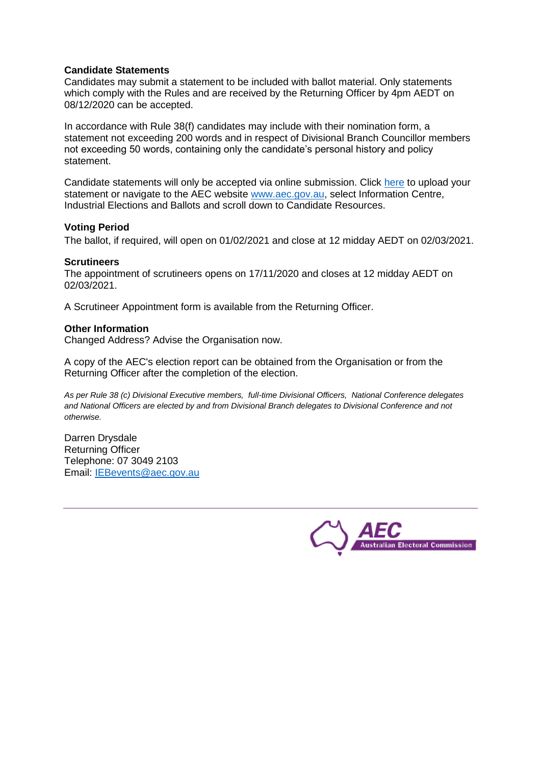**Candidate Statements**

Candidates may submit a statement to be included with ballot material. Only statements which comply with the Rules and are received by the Returning Officer by 4pm AEDT on 08/12/2020 can be accepted.

In accordance with Rule 38(f) candidates may include with their nomination form, a statement not exceeding 200 words and in respect of Divisional Branch Councillor members not exceeding 50 words, containing only the candidate's personal history and policy statement.

Candidate statements will only be accepted via online submission. Click here to upload your statement or navigate to the AEC website www.aec.gov.au, select Information Centre, Industrial Elections and Ballots and scroll down to Candidate Resources.

**Voting Period**

The ballot, if required, will open on 01/02/2021 and close at 12 midday AEDT on 02/03/2021.

**Scrutineers**

The appointment of scrutineers opens on 17/11/2020 and closes at 12 midday AEDT on 02/03/2021.

A Scrutineer Appointment form is available from the Returning Officer.

**Other Information**

Changed Address? Advise the Organisation now.

A copy of the AEC's election report can be obtained from the Organisation or from the Returning Officer after the completion of the election.

*As per Rule 38 (c) Divisional Executive members, full-time Divisional Officers, National Conference delegates and National Officers are elected by and from Divisional Branch delegates to Divisional Conference and not otherwise.*

Darren Drysdale
Returning Officer
Telephone: 07 3049 2103
Email: IEBevents@aec.gov.au

AEC Australian Electoral Commission